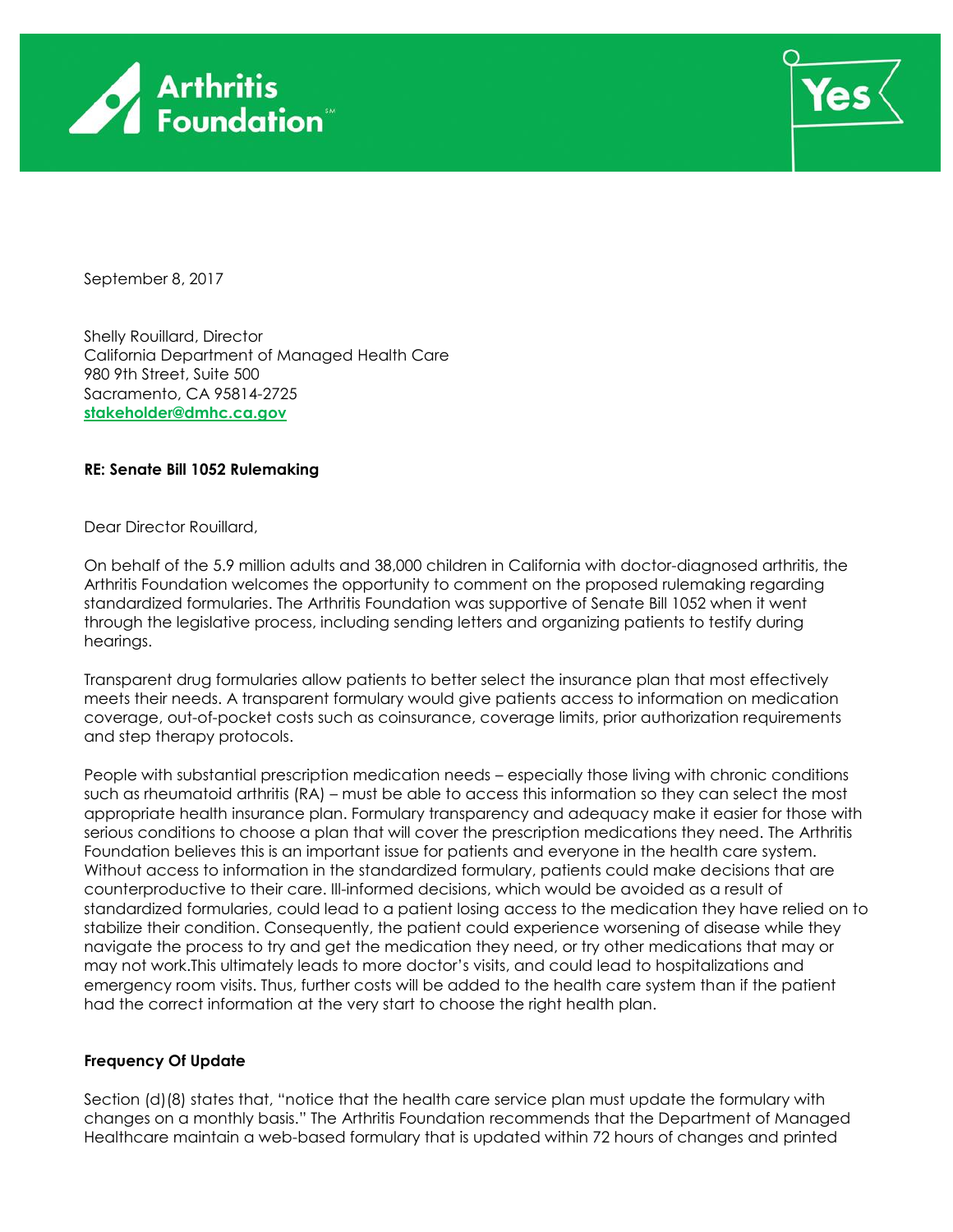Arthritis Foundation

Yes

September 8, 2017

Shelly Rouillard, Director
California Department of Managed Health Care
980 9th Street, Suite 500
Sacramento, CA 95814-2725
stakeholder@dmhc.ca.gov

**RE: Senate Bill 1052 Rulemaking**

Dear Director Rouillard,

On behalf of the 5.9 million adults and 38,000 children in California with doctor-diagnosed arthritis, the Arthritis Foundation welcomes the opportunity to comment on the proposed rulemaking regarding standardized formularies. The Arthritis Foundation was supportive of Senate Bill 1052 when it went through the legislative process, including sending letters and organizing patients to testify during hearings.

Transparent drug formularies allow patients to better select the insurance plan that most effectively meets their needs. A transparent formulary would give patients access to information on medication coverage, out-of-pocket costs such as coinsurance, coverage limits, prior authorization requirements and step therapy protocols.

People with substantial prescription medication needs – especially those living with chronic conditions such as rheumatoid arthritis (RA) – must be able to access this information so they can select the most appropriate health insurance plan. Formulary transparency and adequacy make it easier for those with serious conditions to choose a plan that will cover the prescription medications they need. The Arthritis Foundation believes this is an important issue for patients and everyone in the health care system. Without access to information in the standardized formulary, patients could make decisions that are counterproductive to their care. Ill-informed decisions, which would be avoided as a result of standardized formularies, could lead to a patient losing access to the medication they have relied on to stabilize their condition. Consequently, the patient could experience worsening of disease while they navigate the process to try and get the medication they need, or try other medications that may or may not work.This ultimately leads to more doctor's visits, and could lead to hospitalizations and emergency room visits. Thus, further costs will be added to the health care system than if the patient had the correct information at the very start to choose the right health plan.

**Frequency Of Update**

Section (d)(8) states that, "notice that the health care service plan must update the formulary with changes on a monthly basis." The Arthritis Foundation recommends that the Department of Managed Healthcare maintain a web-based formulary that is updated within 72 hours of changes and printed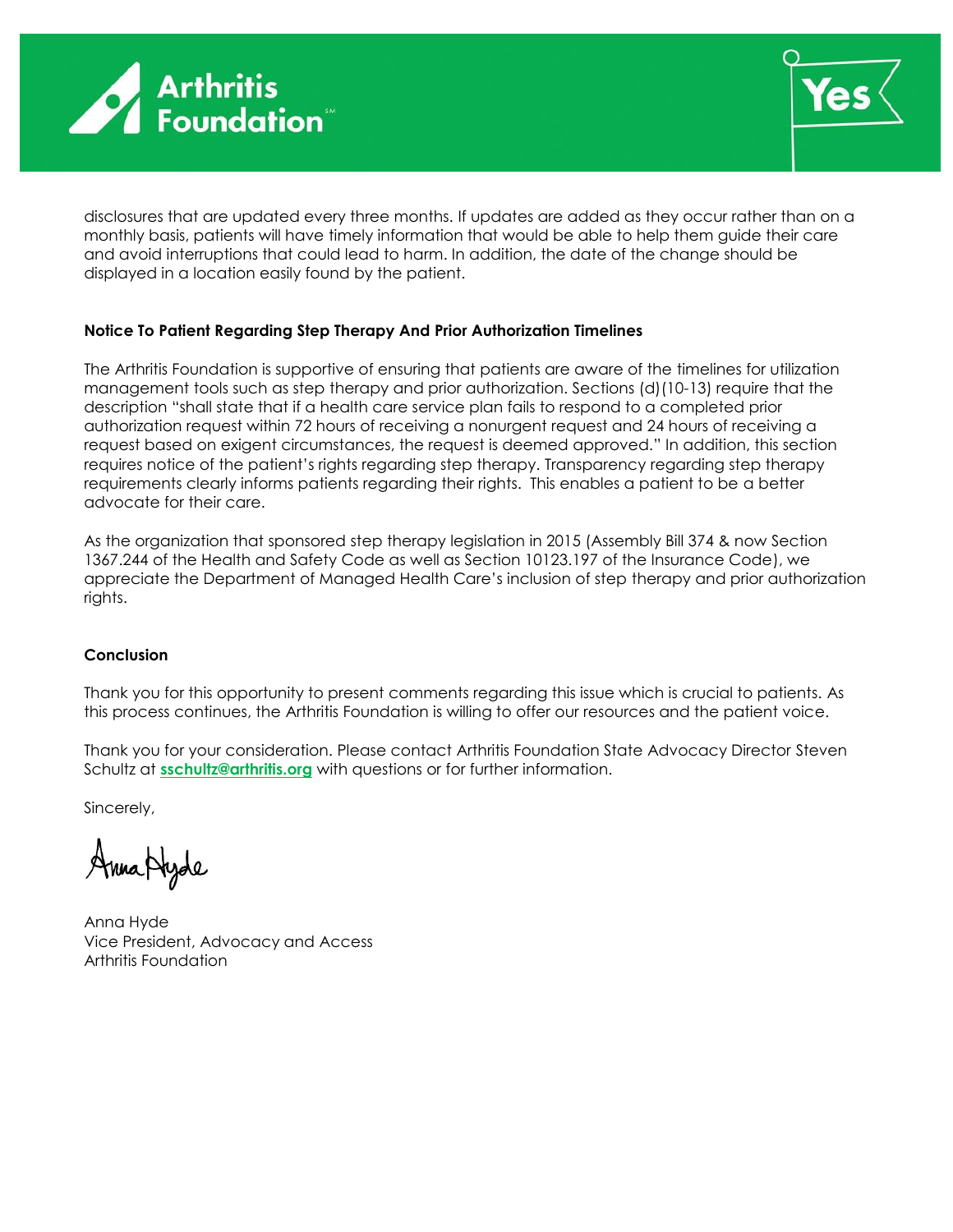disclosures that are updated every three months. If updates are added as they occur rather than on a monthly basis, patients will have timely information that would be able to help them guide their care and avoid interruptions that could lead to harm. In addition, the date of the change should be displayed in a location easily found by the patient.

**Notice To Patient Regarding Step Therapy And Prior Authorization Timelines**

The Arthritis Foundation is supportive of ensuring that patients are aware of the timelines for utilization management tools such as step therapy and prior authorization. Sections (d)(10-13) require that the description "shall state that if a health care service plan fails to respond to a completed prior authorization request within 72 hours of receiving a nonurgent request and 24 hours of receiving a request based on exigent circumstances, the request is deemed approved." In addition, this section requires notice of the patient's rights regarding step therapy. Transparency regarding step therapy requirements clearly informs patients regarding their rights. This enables a patient to be a better advocate for their care.

As the organization that sponsored step therapy legislation in 2015 (Assembly Bill 374 & now Section 1367.244 of the Health and Safety Code as well as Section 10123.197 of the Insurance Code), we appreciate the Department of Managed Health Care's inclusion of step therapy and prior authorization rights.

**Conclusion**

Thank you for this opportunity to present comments regarding this issue which is crucial to patients. As this process continues, the Arthritis Foundation is willing to offer our resources and the patient voice.

Thank you for your consideration. Please contact Arthritis Foundation State Advocacy Director Steven Schultz at **sschultz@arthritis.org** with questions or for further information.

Sincerely,

Anna Hyde

Anna Hyde
Vice President, Advocacy and Access
Arthritis Foundation